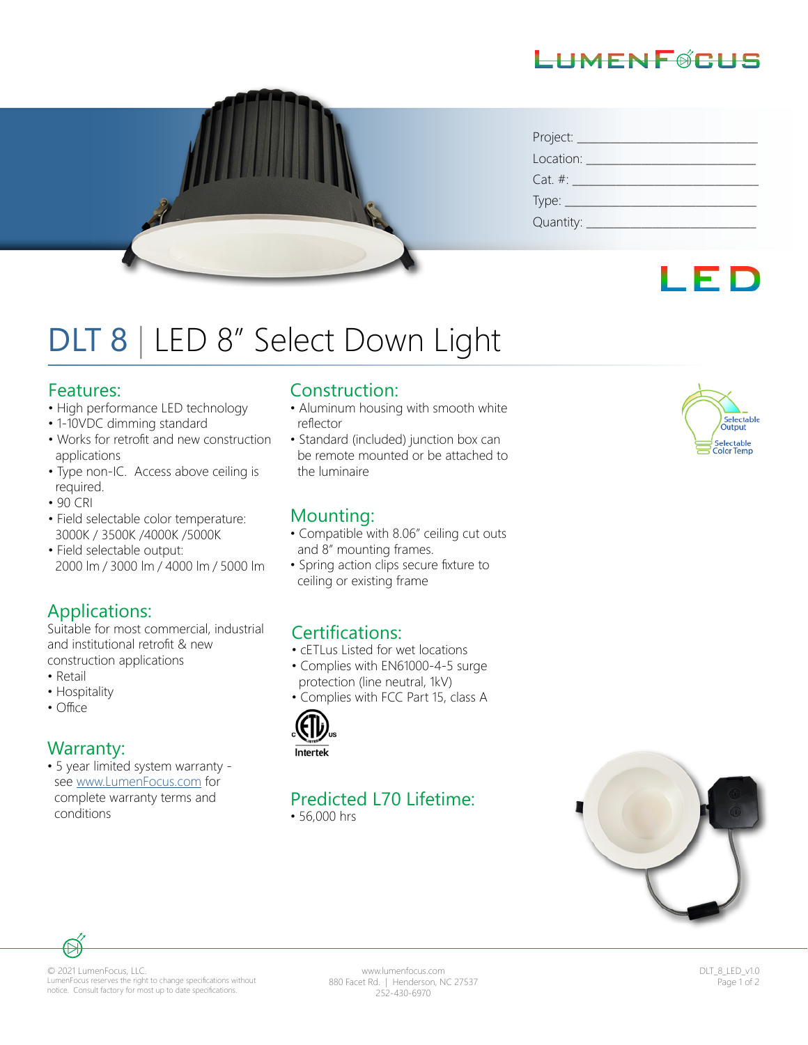# DLT 8 | LED 8" Select Down Light

Project: ______________________
Location: ______________________
Cat. #: ______________________
Type: ______________________
Quantity: ______________________

## Features:

- High performance LED technology
- 1-10VDC dimming standard
- Works for retrofit and new construction applications
- Type non-IC. Access above ceiling is required.
- 90 CRI
- Field selectable color temperature: 3000K / 3500K /4000K /5000K
- Field selectable output: 2000 lm / 3000 lm / 4000 lm / 5000 lm

## Applications:

Suitable for most commercial, industrial and institutional retrofit & new construction applications

- Retail
- Hospitality
- Office

## Warranty:

- 5 year limited system warranty - see www.LumenFocus.com for complete warranty terms and conditions

## Construction:

- Aluminum housing with smooth white reflector
- Standard (included) junction box can be remote mounted or be attached to the luminaire

## Mounting:

- Compatible with 8.06" ceiling cut outs and 8" mounting frames.
- Spring action clips secure fixture to ceiling or existing frame

## Certifications:

- cETLus Listed for wet locations
- Complies with EN61000-4-5 surge protection (line neutral, 1kV)
- Complies with FCC Part 15, class A

## Predicted L70 Lifetime:

- 56,000 hrs

Selectable Output
Selectable Color Temp

© 2021 LumenFocus, LLC.
LumenFocus reserves the right to change specifications without notice. Consult factory for most up to date specifications.

www.lumenfocus.com
880 Facet Rd. | Henderson, NC 27537
252-430-6970

DLT_8_LED_v1.0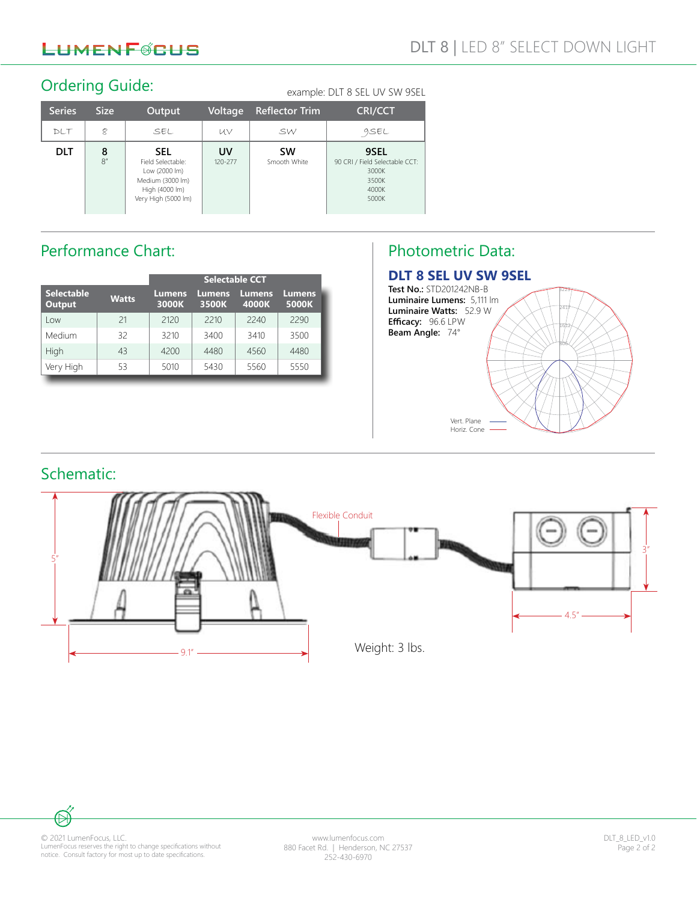## Ordering Guide:

example: DLT 8 SEL UV SW 9SEL

| Series | Size | Output | Voltage | Reflector Trim | CRI/CCT |
|---|---|---|---|---|---|
| DLT | 8 | SEL | UV | SW | 9SEL |
| **DLT** | **8**<br>8" | **SEL**<br>Field Selectable:<br>Low (2000 lm)<br>Medium (3000 lm)<br>High (4000 lm)<br>Very High (5000 lm) | **UV**<br>120-277 | **SW**<br>Smooth White | **9SEL**<br>90 CRI / Field Selectable CCT:<br>3000K<br>3500K<br>4000K<br>5000K |

## Performance Chart:

| | | Selectable CCT | | | |
|---|---|---|---|---|---|
| **Selectable Output** | **Watts** | **Lumens 3000K** | **Lumens 3500K** | **Lumens 4000K** | **Lumens 5000K** |
| Low | 21 | 2120 | 2210 | 2240 | 2290 |
| Medium | 32 | 3210 | 3400 | 3410 | 3500 |
| High | 43 | 4200 | 4480 | 4560 | 4480 |
| Very High | 53 | 5010 | 5430 | 5560 | 5550 |

## Photometric Data:

### DLT 8 SEL UV SW 9SEL

**Test No.:** STD201242NB-B
**Luminaire Lumens:** 5,111 lm
**Luminaire Watts:** 52.9 W
**Efficacy:** 96.6 LPW
**Beam Angle:** 74°

3223
2417
1612
806

Vert. Plane
Horiz. Cone

## Schematic:

Flexible Conduit

5"

3"

4.5"

9.1"

Weight: 3 lbs.

© 2021 LumenFocus, LLC.
LumenFocus reserves the right to change specifications without notice. Consult factory for most up to date specifications.

www.lumenfocus.com
880 Facet Rd. | Henderson, NC 27537
252-430-6970

DLT_8_LED_v1.0